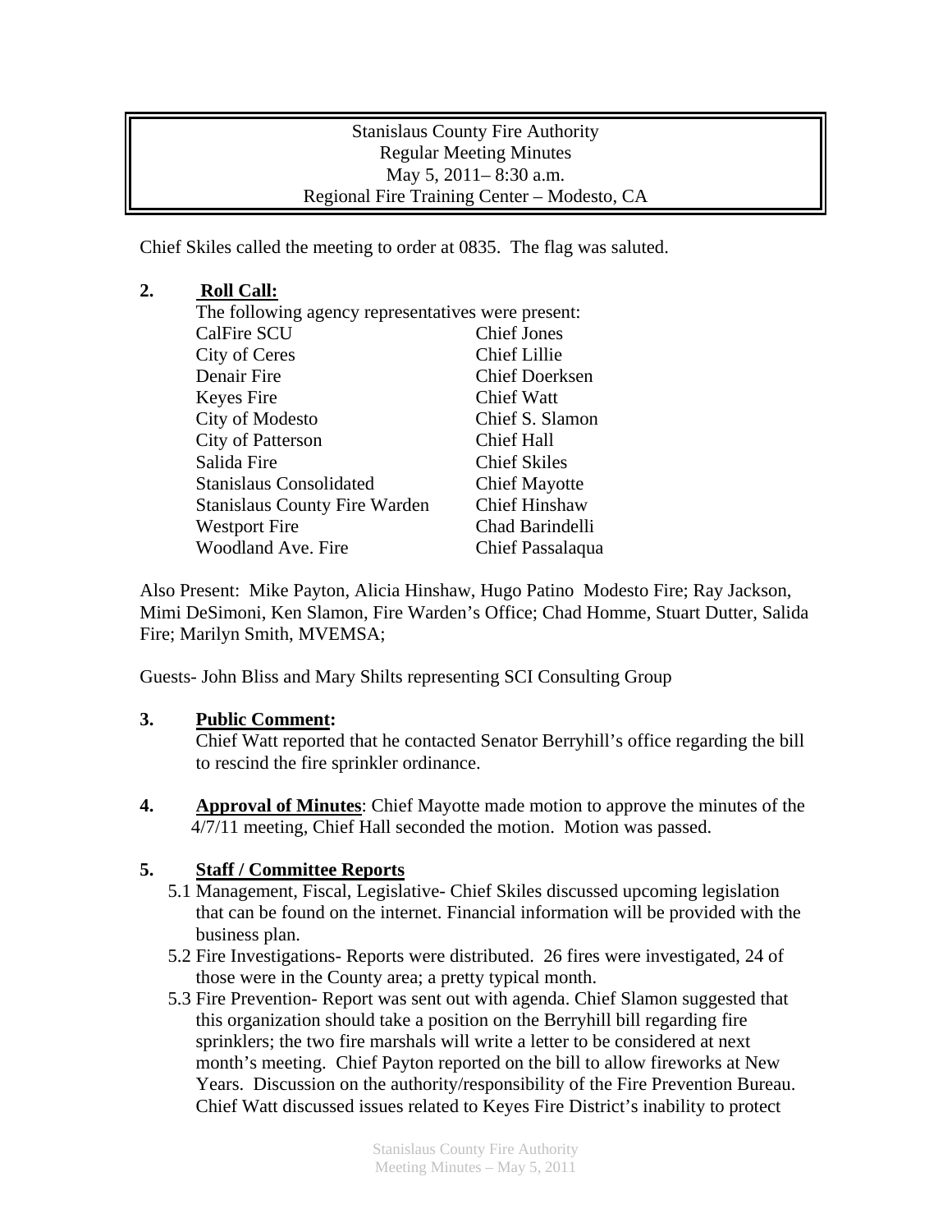Stanislaus County Fire Authority
Regular Meeting Minutes
May 5, 2011– 8:30 a.m.
Regional Fire Training Center – Modesto, CA

Chief Skiles called the meeting to order at 0835. The flag was saluted.

**2. Roll Call:**

The following agency representatives were present:

| | |
|---|---|
| CalFire SCU | Chief Jones |
| City of Ceres | Chief Lillie |
| Denair Fire | Chief Doerksen |
| Keyes Fire | Chief Watt |
| City of Modesto | Chief S. Slamon |
| City of Patterson | Chief Hall |
| Salida Fire | Chief Skiles |
| Stanislaus Consolidated | Chief Mayotte |
| Stanislaus County Fire Warden | Chief Hinshaw |
| Westport Fire | Chad Barindelli |
| Woodland Ave. Fire | Chief Passalaqua |

Also Present: Mike Payton, Alicia Hinshaw, Hugo Patino Modesto Fire; Ray Jackson, Mimi DeSimoni, Ken Slamon, Fire Warden's Office; Chad Homme, Stuart Dutter, Salida Fire; Marilyn Smith, MVEMSA;

Guests- John Bliss and Mary Shilts representing SCI Consulting Group

**3. Public Comment:**

Chief Watt reported that he contacted Senator Berryhill's office regarding the bill to rescind the fire sprinkler ordinance.

**4. Approval of Minutes**: Chief Mayotte made motion to approve the minutes of the 4/7/11 meeting, Chief Hall seconded the motion. Motion was passed.

**5. Staff / Committee Reports**

5.1 Management, Fiscal, Legislative- Chief Skiles discussed upcoming legislation that can be found on the internet. Financial information will be provided with the business plan.

5.2 Fire Investigations- Reports were distributed. 26 fires were investigated, 24 of those were in the County area; a pretty typical month.

5.3 Fire Prevention- Report was sent out with agenda. Chief Slamon suggested that this organization should take a position on the Berryhill bill regarding fire sprinklers; the two fire marshals will write a letter to be considered at next month's meeting. Chief Payton reported on the bill to allow fireworks at New Years. Discussion on the authority/responsibility of the Fire Prevention Bureau. Chief Watt discussed issues related to Keyes Fire District's inability to protect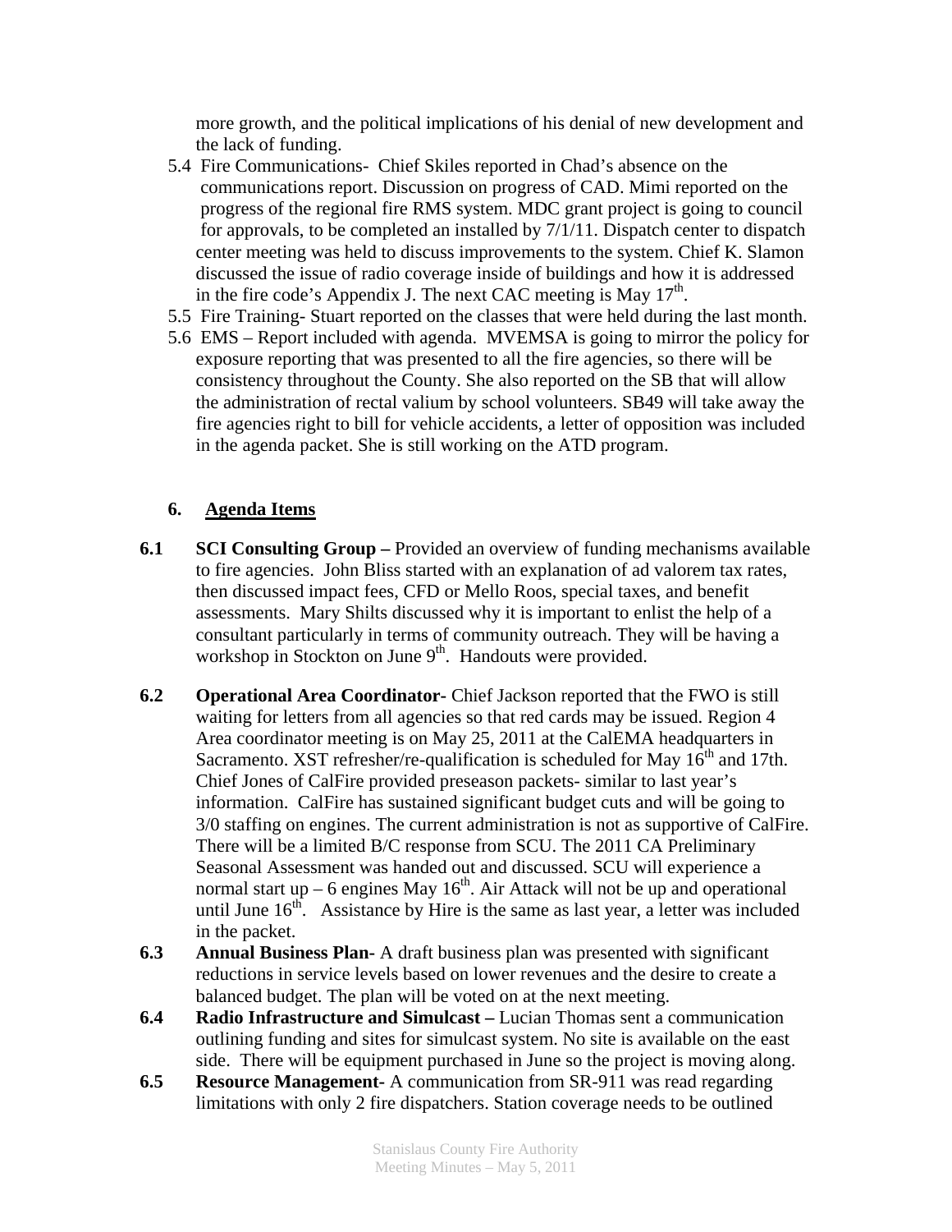more growth, and the political implications of his denial of new development and the lack of funding.

5.4 Fire Communications- Chief Skiles reported in Chad's absence on the communications report. Discussion on progress of CAD. Mimi reported on the progress of the regional fire RMS system. MDC grant project is going to council for approvals, to be completed an installed by 7/1/11. Dispatch center to dispatch center meeting was held to discuss improvements to the system. Chief K. Slamon discussed the issue of radio coverage inside of buildings and how it is addressed in the fire code's Appendix J. The next CAC meeting is May 17th.

5.5 Fire Training- Stuart reported on the classes that were held during the last month.

5.6 EMS – Report included with agenda. MVEMSA is going to mirror the policy for exposure reporting that was presented to all the fire agencies, so there will be consistency throughout the County. She also reported on the SB that will allow the administration of rectal valium by school volunteers. SB49 will take away the fire agencies right to bill for vehicle accidents, a letter of opposition was included in the agenda packet. She is still working on the ATD program.

## 6. Agenda Items

**6.1 SCI Consulting Group –** Provided an overview of funding mechanisms available to fire agencies. John Bliss started with an explanation of ad valorem tax rates, then discussed impact fees, CFD or Mello Roos, special taxes, and benefit assessments. Mary Shilts discussed why it is important to enlist the help of a consultant particularly in terms of community outreach. They will be having a workshop in Stockton on June 9th. Handouts were provided.

**6.2 Operational Area Coordinator-** Chief Jackson reported that the FWO is still waiting for letters from all agencies so that red cards may be issued. Region 4 Area coordinator meeting is on May 25, 2011 at the CalEMA headquarters in Sacramento. XST refresher/re-qualification is scheduled for May 16th and 17th. Chief Jones of CalFire provided preseason packets- similar to last year's information. CalFire has sustained significant budget cuts and will be going to 3/0 staffing on engines. The current administration is not as supportive of CalFire. There will be a limited B/C response from SCU. The 2011 CA Preliminary Seasonal Assessment was handed out and discussed. SCU will experience a normal start up – 6 engines May 16th. Air Attack will not be up and operational until June 16th. Assistance by Hire is the same as last year, a letter was included in the packet.

**6.3 Annual Business Plan-** A draft business plan was presented with significant reductions in service levels based on lower revenues and the desire to create a balanced budget. The plan will be voted on at the next meeting.

**6.4 Radio Infrastructure and Simulcast –** Lucian Thomas sent a communication outlining funding and sites for simulcast system. No site is available on the east side. There will be equipment purchased in June so the project is moving along.

**6.5 Resource Management-** A communication from SR-911 was read regarding limitations with only 2 fire dispatchers. Station coverage needs to be outlined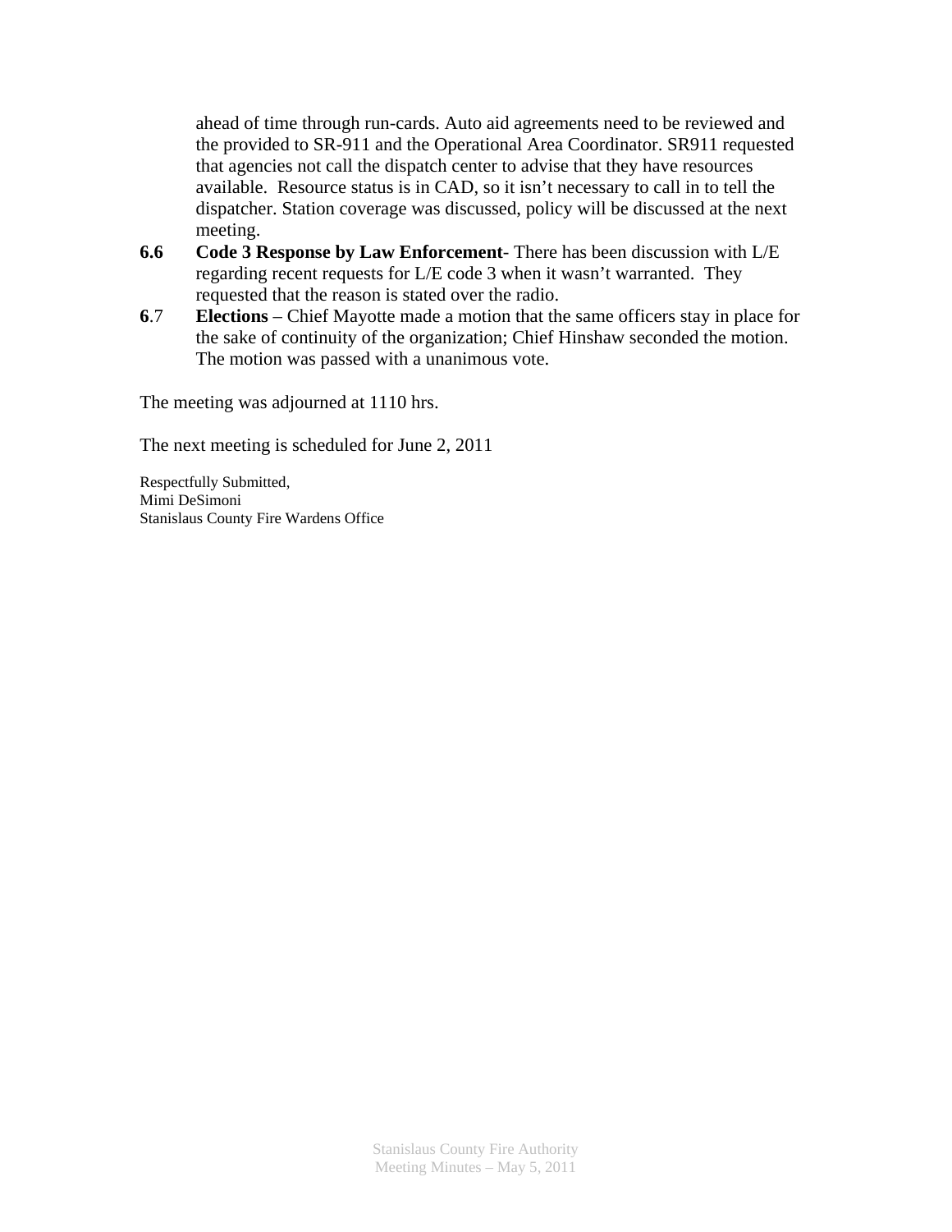ahead of time through run-cards. Auto aid agreements need to be reviewed and the provided to SR-911 and the Operational Area Coordinator. SR911 requested that agencies not call the dispatch center to advise that they have resources available. Resource status is in CAD, so it isn't necessary to call in to tell the dispatcher. Station coverage was discussed, policy will be discussed at the next meeting.

**6.6** **Code 3 Response by Law Enforcement**- There has been discussion with L/E regarding recent requests for L/E code 3 when it wasn't warranted. They requested that the reason is stated over the radio.

**6**.7 **Elections** – Chief Mayotte made a motion that the same officers stay in place for the sake of continuity of the organization; Chief Hinshaw seconded the motion. The motion was passed with a unanimous vote.

The meeting was adjourned at 1110 hrs.

The next meeting is scheduled for June 2, 2011

Respectfully Submitted,
Mimi DeSimoni
Stanislaus County Fire Wardens Office